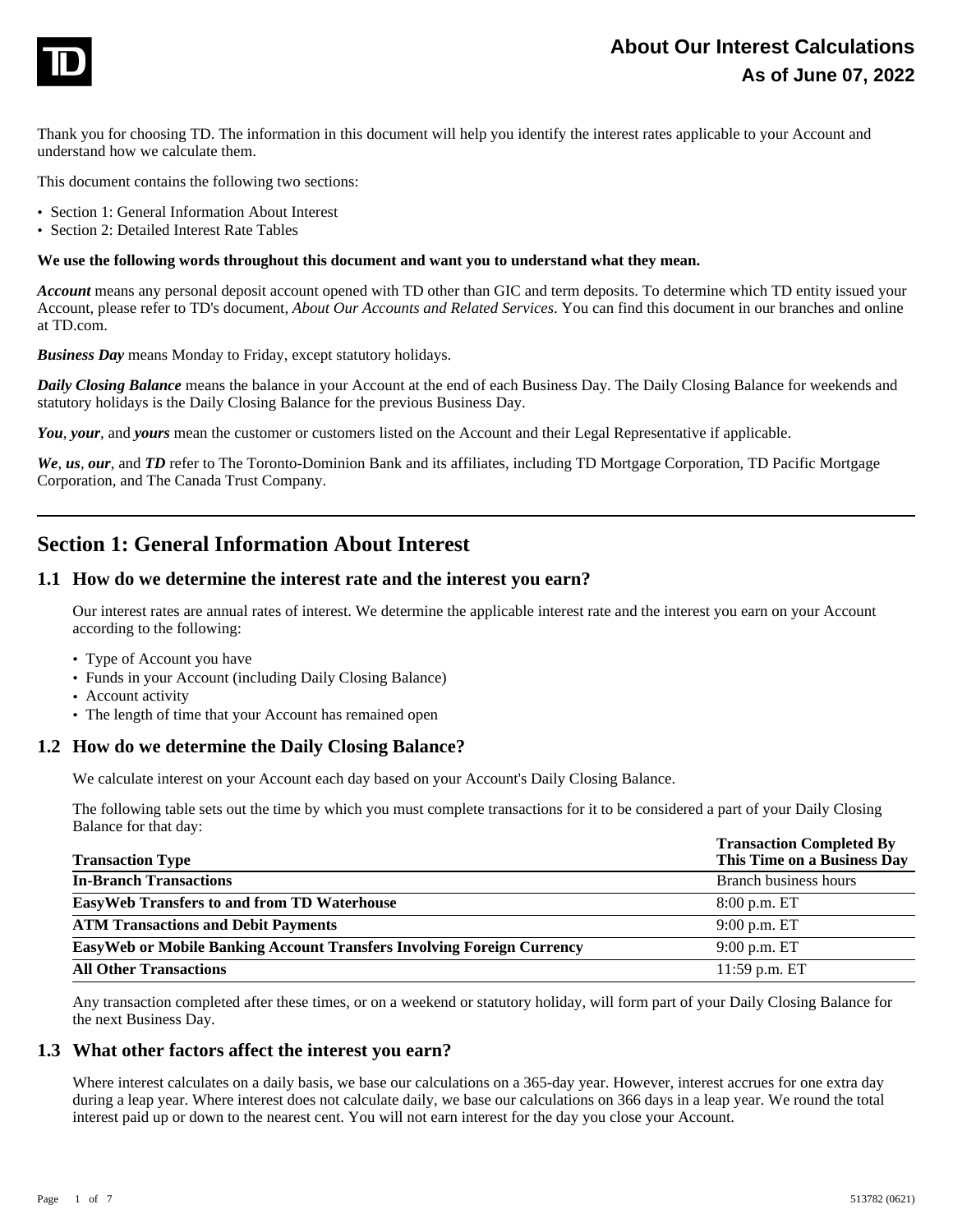# About Our Interest Calculations

## As of June 07, 2022

Thank you for choosing TD. The information in this document will help you identify the interest rates applicable to your Account and understand how we calculate them.

This document contains the following two sections:

- Section 1: General Information About Interest
- Section 2: Detailed Interest Rate Tables

**We use the following words throughout this document and want you to understand what they mean.**

***Account*** means any personal deposit account opened with TD other than GIC and term deposits. To determine which TD entity issued your Account, please refer to TD's document, *About Our Accounts and Related Services*. You can find this document in our branches and online at TD.com.

***Business Day*** means Monday to Friday, except statutory holidays.

***Daily Closing Balance*** means the balance in your Account at the end of each Business Day. The Daily Closing Balance for weekends and statutory holidays is the Daily Closing Balance for the previous Business Day.

***You***, ***your***, and ***yours*** mean the customer or customers listed on the Account and their Legal Representative if applicable.

***We***, ***us***, ***our***, and ***TD*** refer to The Toronto-Dominion Bank and its affiliates, including TD Mortgage Corporation, TD Pacific Mortgage Corporation, and The Canada Trust Company.

---

## Section 1: General Information About Interest

### 1.1 How do we determine the interest rate and the interest you earn?

Our interest rates are annual rates of interest. We determine the applicable interest rate and the interest you earn on your Account according to the following:

- Type of Account you have
- Funds in your Account (including Daily Closing Balance)
- Account activity
- The length of time that your Account has remained open

### 1.2 How do we determine the Daily Closing Balance?

We calculate interest on your Account each day based on your Account's Daily Closing Balance.

The following table sets out the time by which you must complete transactions for it to be considered a part of your Daily Closing Balance for that day:

| Transaction Type | Transaction Completed By This Time on a Business Day |
|---|---|
| **In-Branch Transactions** | Branch business hours |
| **EasyWeb Transfers to and from TD Waterhouse** | 8:00 p.m. ET |
| **ATM Transactions and Debit Payments** | 9:00 p.m. ET |
| **EasyWeb or Mobile Banking Account Transfers Involving Foreign Currency** | 9:00 p.m. ET |
| **All Other Transactions** | 11:59 p.m. ET |

Any transaction completed after these times, or on a weekend or statutory holiday, will form part of your Daily Closing Balance for the next Business Day.

### 1.3 What other factors affect the interest you earn?

Where interest calculates on a daily basis, we base our calculations on a 365-day year. However, interest accrues for one extra day during a leap year. Where interest does not calculate daily, we base our calculations on 366 days in a leap year. We round the total interest paid up or down to the nearest cent. You will not earn interest for the day you close your Account.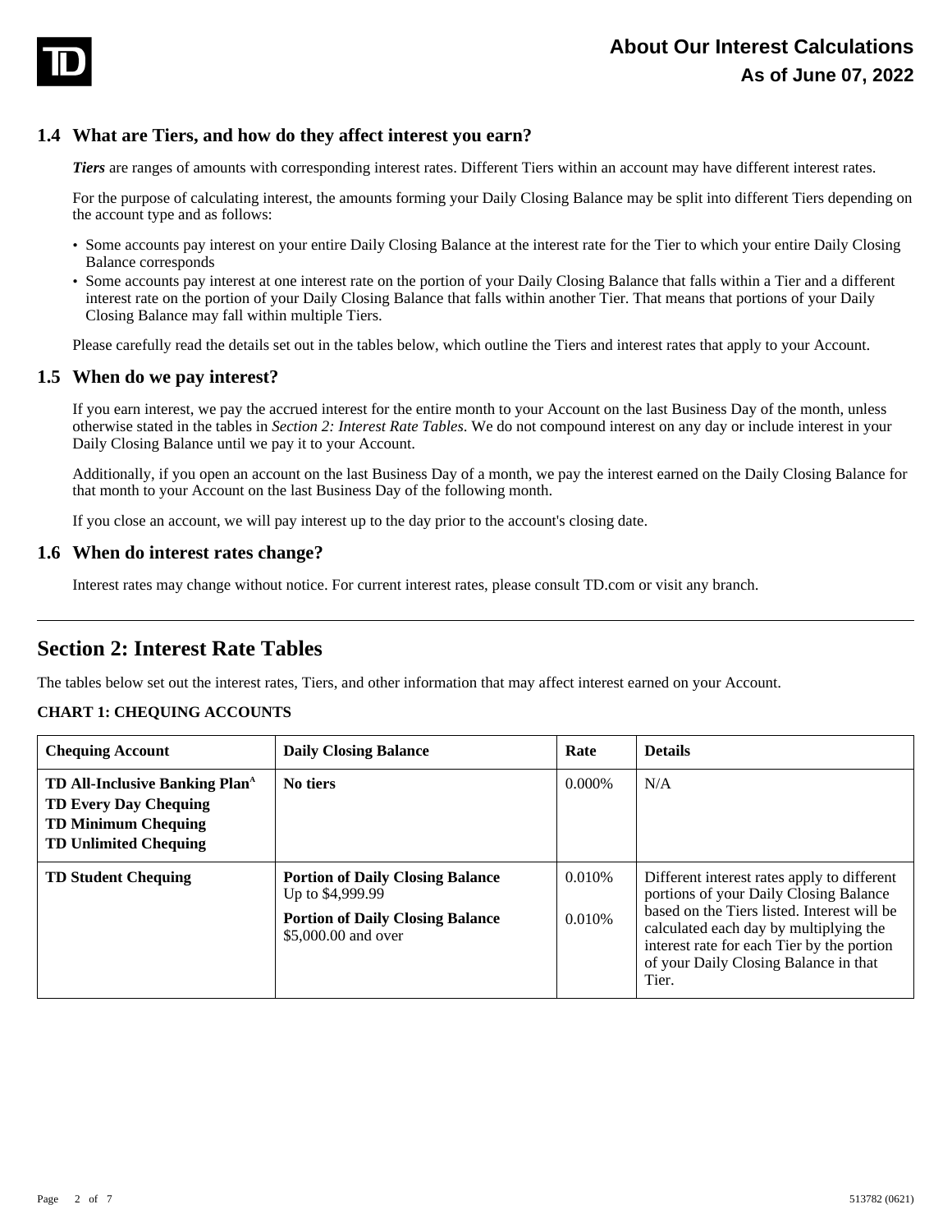### 1.4 What are Tiers, and how do they affect interest you earn?

***Tiers*** are ranges of amounts with corresponding interest rates. Different Tiers within an account may have different interest rates.

For the purpose of calculating interest, the amounts forming your Daily Closing Balance may be split into different Tiers depending on the account type and as follows:

- Some accounts pay interest on your entire Daily Closing Balance at the interest rate for the Tier to which your entire Daily Closing Balance corresponds
- Some accounts pay interest at one interest rate on the portion of your Daily Closing Balance that falls within a Tier and a different interest rate on the portion of your Daily Closing Balance that falls within another Tier. That means that portions of your Daily Closing Balance may fall within multiple Tiers.

Please carefully read the details set out in the tables below, which outline the Tiers and interest rates that apply to your Account.

### 1.5 When do we pay interest?

If you earn interest, we pay the accrued interest for the entire month to your Account on the last Business Day of the month, unless otherwise stated in the tables in *Section 2: Interest Rate Tables*. We do not compound interest on any day or include interest in your Daily Closing Balance until we pay it to your Account.

Additionally, if you open an account on the last Business Day of a month, we pay the interest earned on the Daily Closing Balance for that month to your Account on the last Business Day of the following month.

If you close an account, we will pay interest up to the day prior to the account's closing date.

### 1.6 When do interest rates change?

Interest rates may change without notice. For current interest rates, please consult TD.com or visit any branch.

## Section 2: Interest Rate Tables

The tables below set out the interest rates, Tiers, and other information that may affect interest earned on your Account.

**CHART 1: CHEQUING ACCOUNTS**

| Chequing Account | Daily Closing Balance | Rate | Details |
|---|---|---|---|
| **TD All-Inclusive Banking Plan**[A]<br>**TD Every Day Chequing**<br>**TD Minimum Chequing**<br>**TD Unlimited Chequing** | **No tiers** | 0.000% | N/A |
| **TD Student Chequing** | **Portion of Daily Closing Balance** Up to $4,999.99<br>**Portion of Daily Closing Balance** $5,000.00 and over | 0.010%<br>0.010% | Different interest rates apply to different portions of your Daily Closing Balance based on the Tiers listed. Interest will be calculated each day by multiplying the interest rate for each Tier by the portion of your Daily Closing Balance in that Tier. |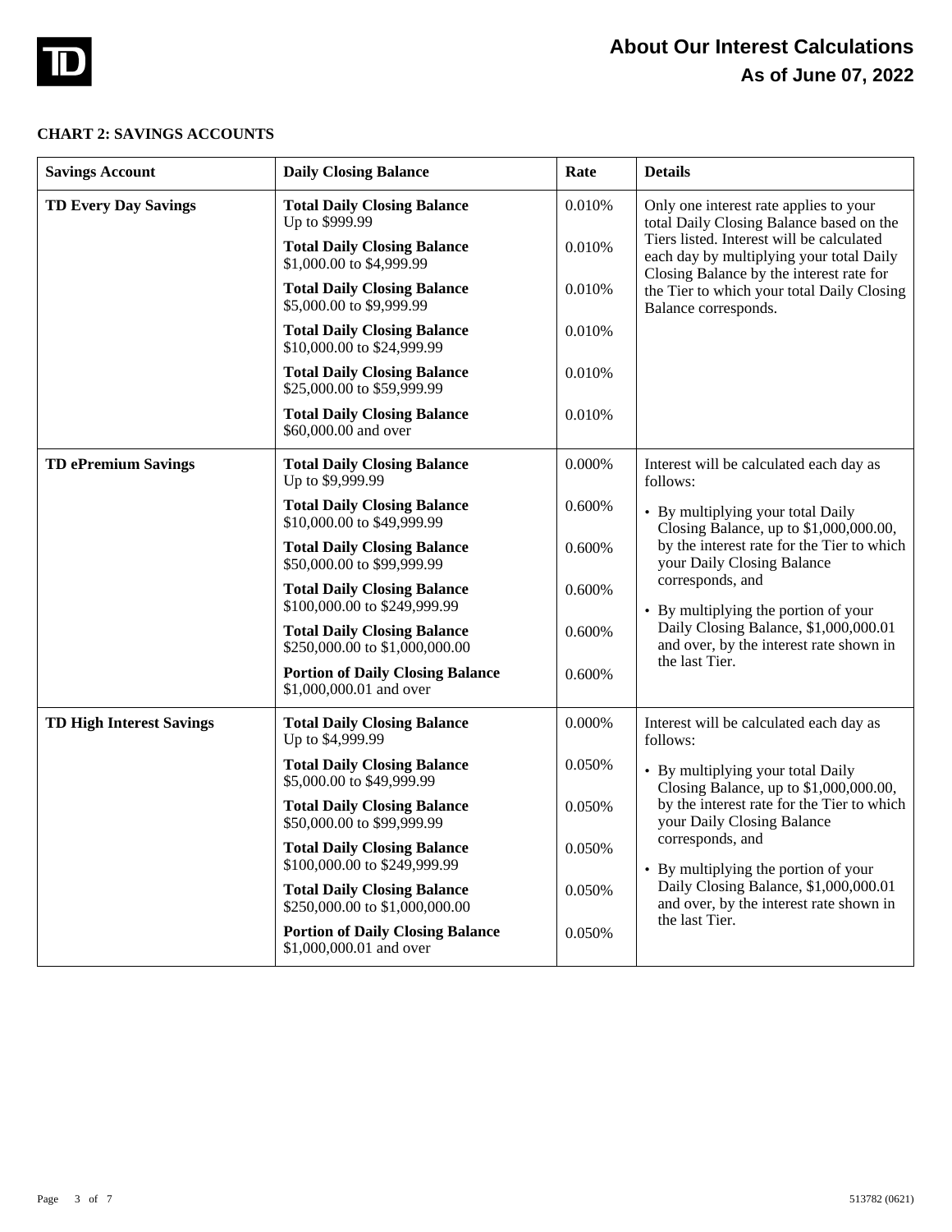# About Our Interest Calculations

## As of June 07, 2022

### CHART 2: SAVINGS ACCOUNTS

| Savings Account | Daily Closing Balance | Rate | Details |
| --- | --- | --- | --- |
| **TD Every Day Savings** | **Total Daily Closing Balance** Up to $999.99 | 0.010% | Only one interest rate applies to your total Daily Closing Balance based on the Tiers listed. Interest will be calculated each day by multiplying your total Daily Closing Balance by the interest rate for the Tier to which your total Daily Closing Balance corresponds. |
| | **Total Daily Closing Balance** $1,000.00 to $4,999.99 | 0.010% | |
| | **Total Daily Closing Balance** $5,000.00 to $9,999.99 | 0.010% | |
| | **Total Daily Closing Balance** $10,000.00 to $24,999.99 | 0.010% | |
| | **Total Daily Closing Balance** $25,000.00 to $59,999.99 | 0.010% | |
| | **Total Daily Closing Balance** $60,000.00 and over | 0.010% | |
| **TD ePremium Savings** | **Total Daily Closing Balance** Up to $9,999.99 | 0.000% | Interest will be calculated each day as follows:<br>• By multiplying your total Daily Closing Balance, up to $1,000,000.00, by the interest rate for the Tier to which your Daily Closing Balance corresponds, and<br>• By multiplying the portion of your Daily Closing Balance, $1,000,000.01 and over, by the interest rate shown in the last Tier. |
| | **Total Daily Closing Balance** $10,000.00 to $49,999.99 | 0.600% | |
| | **Total Daily Closing Balance** $50,000.00 to $99,999.99 | 0.600% | |
| | **Total Daily Closing Balance** $100,000.00 to $249,999.99 | 0.600% | |
| | **Total Daily Closing Balance** $250,000.00 to $1,000,000.00 | 0.600% | |
| | **Portion of Daily Closing Balance** $1,000,000.01 and over | 0.600% | |
| **TD High Interest Savings** | **Total Daily Closing Balance** Up to $4,999.99 | 0.000% | Interest will be calculated each day as follows:<br>• By multiplying your total Daily Closing Balance, up to $1,000,000.00, by the interest rate for the Tier to which your Daily Closing Balance corresponds, and<br>• By multiplying the portion of your Daily Closing Balance, $1,000,000.01 and over, by the interest rate shown in the last Tier. |
| | **Total Daily Closing Balance** $5,000.00 to $49,999.99 | 0.050% | |
| | **Total Daily Closing Balance** $50,000.00 to $99,999.99 | 0.050% | |
| | **Total Daily Closing Balance** $100,000.00 to $249,999.99 | 0.050% | |
| | **Total Daily Closing Balance** $250,000.00 to $1,000,000.00 | 0.050% | |
| | **Portion of Daily Closing Balance** $1,000,000.01 and over | 0.050% | |

513782 (0621)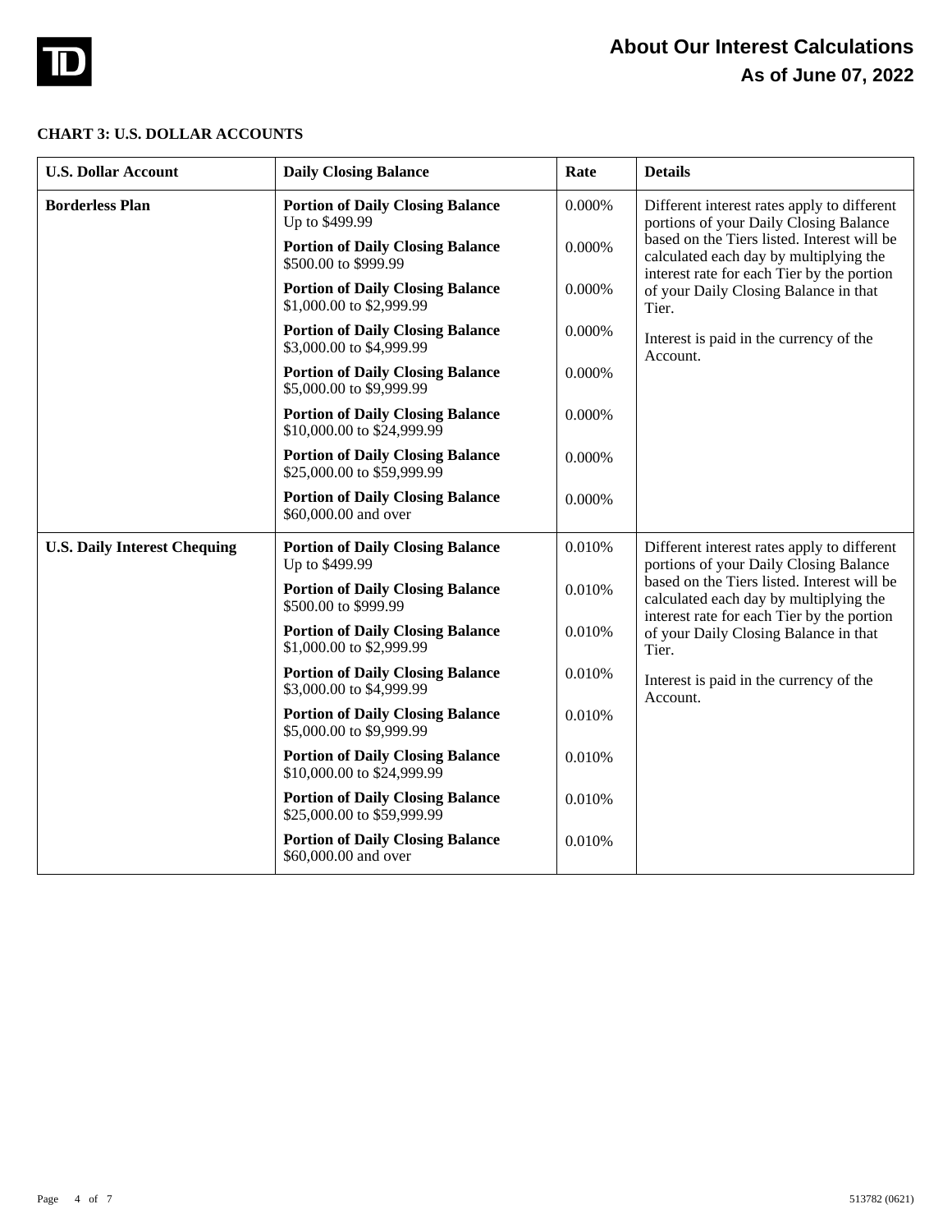# About Our Interest Calculations

## As of June 07, 2022

**CHART 3: U.S. DOLLAR ACCOUNTS**

| U.S. Dollar Account | Daily Closing Balance | Rate | Details |
|---|---|---|---|
| **Borderless Plan** | **Portion of Daily Closing Balance** Up to $499.99 | 0.000% | Different interest rates apply to different portions of your Daily Closing Balance based on the Tiers listed. Interest will be calculated each day by multiplying the interest rate for each Tier by the portion of your Daily Closing Balance in that Tier. Interest is paid in the currency of the Account. |
| | **Portion of Daily Closing Balance** $500.00 to $999.99 | 0.000% | |
| | **Portion of Daily Closing Balance** $1,000.00 to $2,999.99 | 0.000% | |
| | **Portion of Daily Closing Balance** $3,000.00 to $4,999.99 | 0.000% | |
| | **Portion of Daily Closing Balance** $5,000.00 to $9,999.99 | 0.000% | |
| | **Portion of Daily Closing Balance** $10,000.00 to $24,999.99 | 0.000% | |
| | **Portion of Daily Closing Balance** $25,000.00 to $59,999.99 | 0.000% | |
| | **Portion of Daily Closing Balance** $60,000.00 and over | 0.000% | |
| **U.S. Daily Interest Chequing** | **Portion of Daily Closing Balance** Up to $499.99 | 0.010% | Different interest rates apply to different portions of your Daily Closing Balance based on the Tiers listed. Interest will be calculated each day by multiplying the interest rate for each Tier by the portion of your Daily Closing Balance in that Tier. Interest is paid in the currency of the Account. |
| | **Portion of Daily Closing Balance** $500.00 to $999.99 | 0.010% | |
| | **Portion of Daily Closing Balance** $1,000.00 to $2,999.99 | 0.010% | |
| | **Portion of Daily Closing Balance** $3,000.00 to $4,999.99 | 0.010% | |
| | **Portion of Daily Closing Balance** $5,000.00 to $9,999.99 | 0.010% | |
| | **Portion of Daily Closing Balance** $10,000.00 to $24,999.99 | 0.010% | |
| | **Portion of Daily Closing Balance** $25,000.00 to $59,999.99 | 0.010% | |
| | **Portion of Daily Closing Balance** $60,000.00 and over | 0.010% | |

513782 (0621)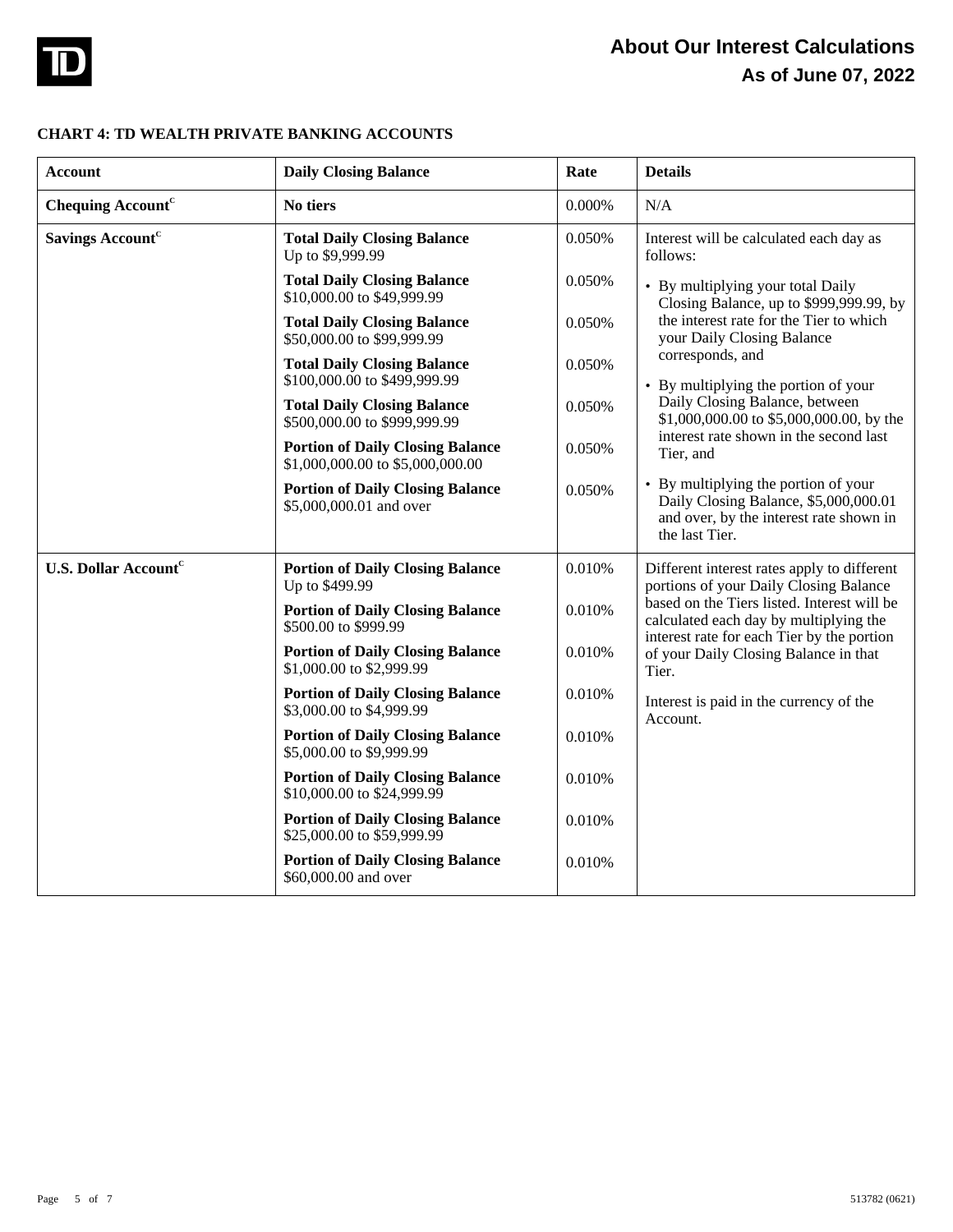# About Our Interest Calculations

## As of June 07, 2022

### CHART 4: TD WEALTH PRIVATE BANKING ACCOUNTS

| Account | Daily Closing Balance | Rate | Details |
|---|---|---|---|
| **Chequing Account**[C] | **No tiers** | 0.000% | N/A |
| **Savings Account**[C] | **Total Daily Closing Balance** Up to $9,999.99 | 0.050% | Interest will be calculated each day as follows: |
| | **Total Daily Closing Balance** $10,000.00 to $49,999.99 | 0.050% | • By multiplying your total Daily Closing Balance, up to $999,999.99, by the interest rate for the Tier to which your Daily Closing Balance corresponds, and |
| | **Total Daily Closing Balance** $50,000.00 to $99,999.99 | 0.050% | |
| | **Total Daily Closing Balance** $100,000.00 to $499,999.99 | 0.050% | • By multiplying the portion of your Daily Closing Balance, between $1,000,000.00 to $5,000,000.00, by the interest rate shown in the second last Tier, and |
| | **Total Daily Closing Balance** $500,000.00 to $999,999.99 | 0.050% | |
| | **Portion of Daily Closing Balance** $1,000,000.00 to $5,000,000.00 | 0.050% | |
| | **Portion of Daily Closing Balance** $5,000,000.01 and over | 0.050% | • By multiplying the portion of your Daily Closing Balance, $5,000,000.01 and over, by the interest rate shown in the last Tier. |
| **U.S. Dollar Account**[C] | **Portion of Daily Closing Balance** Up to $499.99 | 0.010% | Different interest rates apply to different portions of your Daily Closing Balance based on the Tiers listed. Interest will be calculated each day by multiplying the interest rate for each Tier by the portion of your Daily Closing Balance in that Tier. |
| | **Portion of Daily Closing Balance** $500.00 to $999.99 | 0.010% | |
| | **Portion of Daily Closing Balance** $1,000.00 to $2,999.99 | 0.010% | |
| | **Portion of Daily Closing Balance** $3,000.00 to $4,999.99 | 0.010% | Interest is paid in the currency of the Account. |
| | **Portion of Daily Closing Balance** $5,000.00 to $9,999.99 | 0.010% | |
| | **Portion of Daily Closing Balance** $10,000.00 to $24,999.99 | 0.010% | |
| | **Portion of Daily Closing Balance** $25,000.00 to $59,999.99 | 0.010% | |
| | **Portion of Daily Closing Balance** $60,000.00 and over | 0.010% | |

513782 (0621)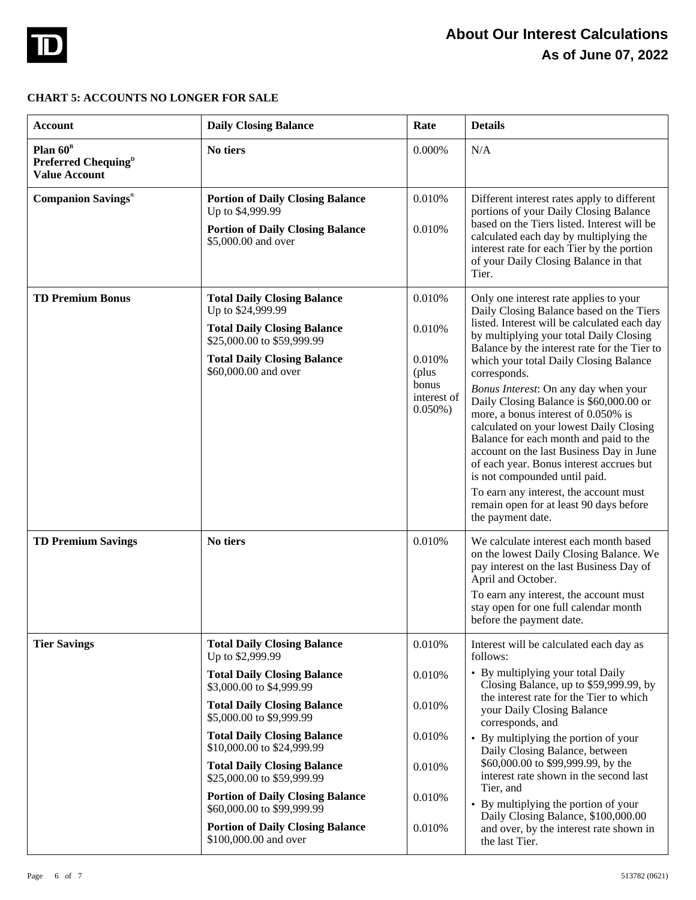**About Our Interest Calculations**
**As of June 07, 2022**

**CHART 5: ACCOUNTS NO LONGER FOR SALE**

| Account | Daily Closing Balance | Rate | Details |
|---|---|---|---|
| **Plan 60**[B] **Preferred Chequing**[D] **Value Account** | **No tiers** | 0.000% | N/A |
| **Companion Savings**® | **Portion of Daily Closing Balance** Up to $4,999.99<br>**Portion of Daily Closing Balance** $5,000.00 and over | 0.010%<br>0.010% | Different interest rates apply to different portions of your Daily Closing Balance based on the Tiers listed. Interest will be calculated each day by multiplying the interest rate for each Tier by the portion of your Daily Closing Balance in that Tier. |
| **TD Premium Bonus** | **Total Daily Closing Balance** Up to $24,999.99<br>**Total Daily Closing Balance** $25,000.00 to $59,999.99<br>**Total Daily Closing Balance** $60,000.00 and over | 0.010%<br>0.010%<br>0.010% (plus bonus interest of 0.050%) | Only one interest rate applies to your Daily Closing Balance based on the Tiers listed. Interest will be calculated each day by multiplying your total Daily Closing Balance by the interest rate for the Tier to which your total Daily Closing Balance corresponds.<br>*Bonus Interest*: On any day when your Daily Closing Balance is $60,000.00 or more, a bonus interest of 0.050% is calculated on your lowest Daily Closing Balance for each month and paid to the account on the last Business Day in June of each year. Bonus interest accrues but is not compounded until paid.<br>To earn any interest, the account must remain open for at least 90 days before the payment date. |
| **TD Premium Savings** | **No tiers** | 0.010% | We calculate interest each month based on the lowest Daily Closing Balance. We pay interest on the last Business Day of April and October.<br>To earn any interest, the account must stay open for one full calendar month before the payment date. |
| **Tier Savings** | **Total Daily Closing Balance** Up to $2,999.99<br>**Total Daily Closing Balance** $3,000.00 to $4,999.99<br>**Total Daily Closing Balance** $5,000.00 to $9,999.99<br>**Total Daily Closing Balance** $10,000.00 to $24,999.99<br>**Total Daily Closing Balance** $25,000.00 to $59,999.99<br>**Portion of Daily Closing Balance** $60,000.00 to $99,999.99<br>**Portion of Daily Closing Balance** $100,000.00 and over | 0.010%<br>0.010%<br>0.010%<br>0.010%<br>0.010%<br>0.010%<br>0.010% | Interest will be calculated each day as follows:<br>• By multiplying your total Daily Closing Balance, up to $59,999.99, by the interest rate for the Tier to which your Daily Closing Balance corresponds, and<br>• By multiplying the portion of your Daily Closing Balance, between $60,000.00 to $99,999.99, by the interest rate shown in the second last Tier, and<br>• By multiplying the portion of your Daily Closing Balance, $100,000.00 and over, by the interest rate shown in the last Tier. |

513782 (0621)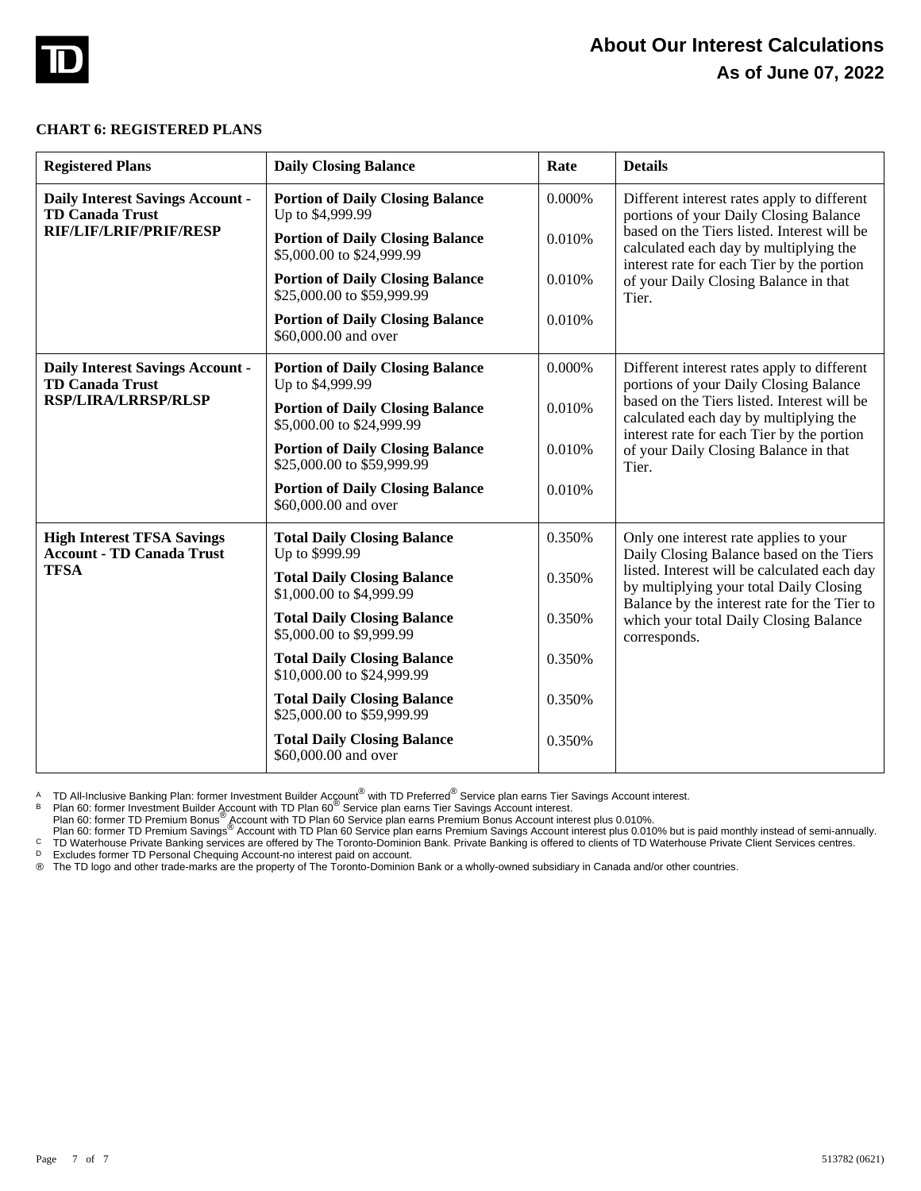# About Our Interest Calculations
## As of June 07, 2022

**CHART 6: REGISTERED PLANS**

| Registered Plans | Daily Closing Balance | Rate | Details |
|---|---|---|---|
| **Daily Interest Savings Account - TD Canada Trust RIF/LIF/LRIF/PRIF/RESP** | **Portion of Daily Closing Balance** Up to $4,999.99 | 0.000% | Different interest rates apply to different portions of your Daily Closing Balance based on the Tiers listed. Interest will be calculated each day by multiplying the interest rate for each Tier by the portion of your Daily Closing Balance in that Tier. |
| | **Portion of Daily Closing Balance** $5,000.00 to $24,999.99 | 0.010% | |
| | **Portion of Daily Closing Balance** $25,000.00 to $59,999.99 | 0.010% | |
| | **Portion of Daily Closing Balance** $60,000.00 and over | 0.010% | |
| **Daily Interest Savings Account - TD Canada Trust RSP/LIRA/LRRSP/RLSP** | **Portion of Daily Closing Balance** Up to $4,999.99 | 0.000% | Different interest rates apply to different portions of your Daily Closing Balance based on the Tiers listed. Interest will be calculated each day by multiplying the interest rate for each Tier by the portion of your Daily Closing Balance in that Tier. |
| | **Portion of Daily Closing Balance** $5,000.00 to $24,999.99 | 0.010% | |
| | **Portion of Daily Closing Balance** $25,000.00 to $59,999.99 | 0.010% | |
| | **Portion of Daily Closing Balance** $60,000.00 and over | 0.010% | |
| **High Interest TFSA Savings Account - TD Canada Trust TFSA** | **Total Daily Closing Balance** Up to $999.99 | 0.350% | Only one interest rate applies to your Daily Closing Balance based on the Tiers listed. Interest will be calculated each day by multiplying your total Daily Closing Balance by the interest rate for the Tier to which your total Daily Closing Balance corresponds. |
| | **Total Daily Closing Balance** $1,000.00 to $4,999.99 | 0.350% | |
| | **Total Daily Closing Balance** $5,000.00 to $9,999.99 | 0.350% | |
| | **Total Daily Closing Balance** $10,000.00 to $24,999.99 | 0.350% | |
| | **Total Daily Closing Balance** $25,000.00 to $59,999.99 | 0.350% | |
| | **Total Daily Closing Balance** $60,000.00 and over | 0.350% | |

A TD All-Inclusive Banking Plan: former Investment Builder Account® with TD Preferred® Service plan earns Tier Savings Account interest.
B Plan 60: former Investment Builder Account with TD Plan 60® Service plan earns Tier Savings Account interest.
Plan 60: former TD Premium Bonus® Account with TD Plan 60 Service plan earns Premium Bonus Account interest plus 0.010%.
Plan 60: former TD Premium Savings® Account with TD Plan 60 Service plan earns Premium Savings Account interest plus 0.010% but is paid monthly instead of semi-annually.
C TD Waterhouse Private Banking services are offered by The Toronto-Dominion Bank. Private Banking is offered to clients of TD Waterhouse Private Client Services centres.
D Excludes former TD Personal Chequing Account-no interest paid on account.
® The TD logo and other trade-marks are the property of The Toronto-Dominion Bank or a wholly-owned subsidiary in Canada and/or other countries.

513782 (0621)